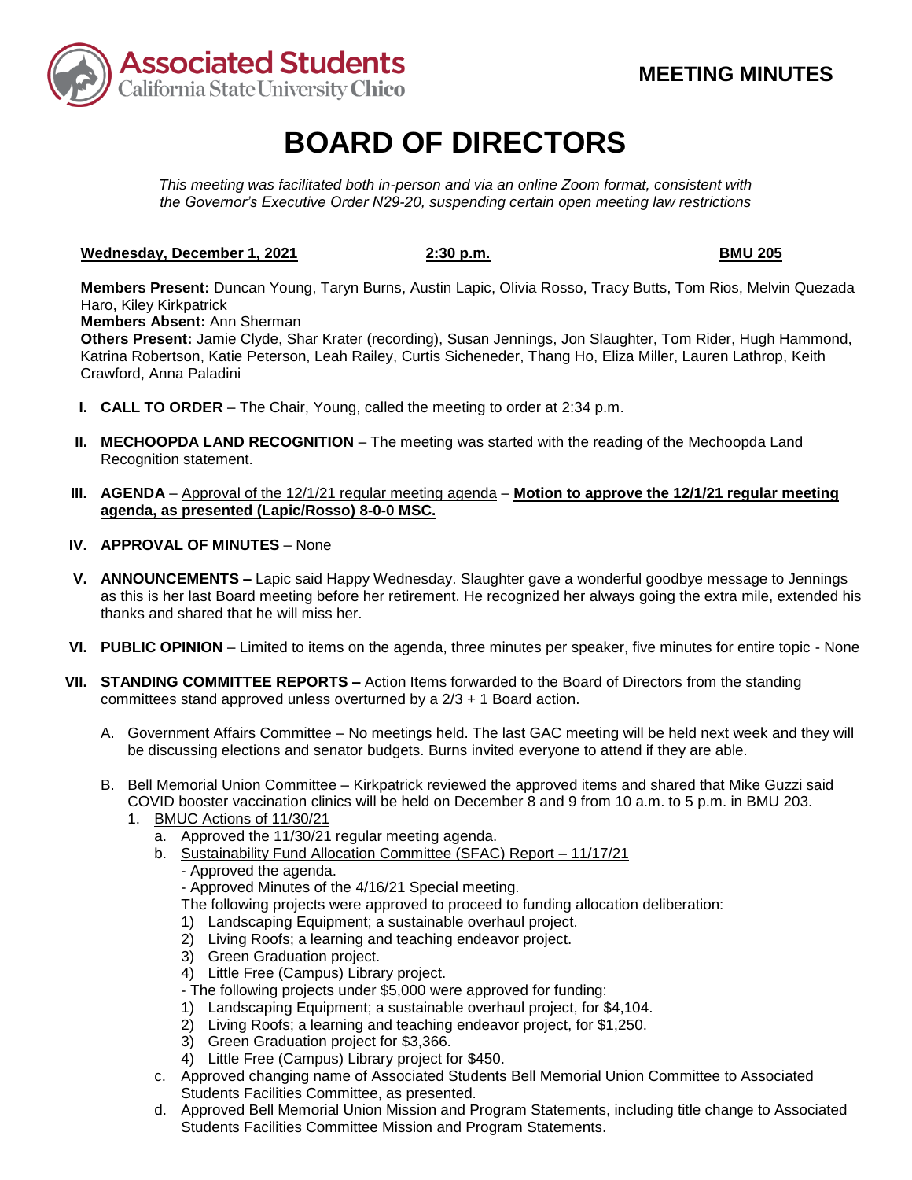Associated Students California State University Chico

**MEETING MINUTES**

# BOARD OF DIRECTORS

*This meeting was facilitated both in-person and via an online Zoom format, consistent with the Governor's Executive Order N29-20, suspending certain open meeting law restrictions*

**Wednesday, December 1, 2021** **2:30 p.m.** **BMU 205**

**Members Present:** Duncan Young, Taryn Burns, Austin Lapic, Olivia Rosso, Tracy Butts, Tom Rios, Melvin Quezada Haro, Kiley Kirkpatrick
**Members Absent:** Ann Sherman
**Others Present:** Jamie Clyde, Shar Krater (recording), Susan Jennings, Jon Slaughter, Tom Rider, Hugh Hammond, Katrina Robertson, Katie Peterson, Leah Railey, Curtis Sicheneder, Thang Ho, Eliza Miller, Lauren Lathrop, Keith Crawford, Anna Paladini

I. **CALL TO ORDER** – The Chair, Young, called the meeting to order at 2:34 p.m.

II. **MECHOOPDA LAND RECOGNITION** – The meeting was started with the reading of the Mechoopda Land Recognition statement.

III. **AGENDA** – Approval of the 12/1/21 regular meeting agenda – **Motion to approve the 12/1/21 regular meeting agenda, as presented (Lapic/Rosso) 8-0-0 MSC.**

IV. **APPROVAL OF MINUTES** – None

V. **ANNOUNCEMENTS –** Lapic said Happy Wednesday. Slaughter gave a wonderful goodbye message to Jennings as this is her last Board meeting before her retirement. He recognized her always going the extra mile, extended his thanks and shared that he will miss her.

VI. **PUBLIC OPINION** – Limited to items on the agenda, three minutes per speaker, five minutes for entire topic - None

VII. **STANDING COMMITTEE REPORTS –** Action Items forwarded to the Board of Directors from the standing committees stand approved unless overturned by a 2/3 + 1 Board action.

   A. Government Affairs Committee – No meetings held. The last GAC meeting will be held next week and they will be discussing elections and senator budgets. Burns invited everyone to attend if they are able.

   B. Bell Memorial Union Committee – Kirkpatrick reviewed the approved items and shared that Mike Guzzi said COVID booster vaccination clinics will be held on December 8 and 9 from 10 a.m. to 5 p.m. in BMU 203.
      1. BMUC Actions of 11/30/21
         a. Approved the 11/30/21 regular meeting agenda.
         b. Sustainability Fund Allocation Committee (SFAC) Report – 11/17/21
            - Approved the agenda.
            - Approved Minutes of the 4/16/21 Special meeting.
            The following projects were approved to proceed to funding allocation deliberation:
            1) Landscaping Equipment; a sustainable overhaul project.
            2) Living Roofs; a learning and teaching endeavor project.
            3) Green Graduation project.
            4) Little Free (Campus) Library project.
            - The following projects under $5,000 were approved for funding:
            1) Landscaping Equipment; a sustainable overhaul project, for $4,104.
            2) Living Roofs; a learning and teaching endeavor project, for $1,250.
            3) Green Graduation project for $3,366.
            4) Little Free (Campus) Library project for $450.
         c. Approved changing name of Associated Students Bell Memorial Union Committee to Associated Students Facilities Committee, as presented.
         d. Approved Bell Memorial Union Mission and Program Statements, including title change to Associated Students Facilities Committee Mission and Program Statements.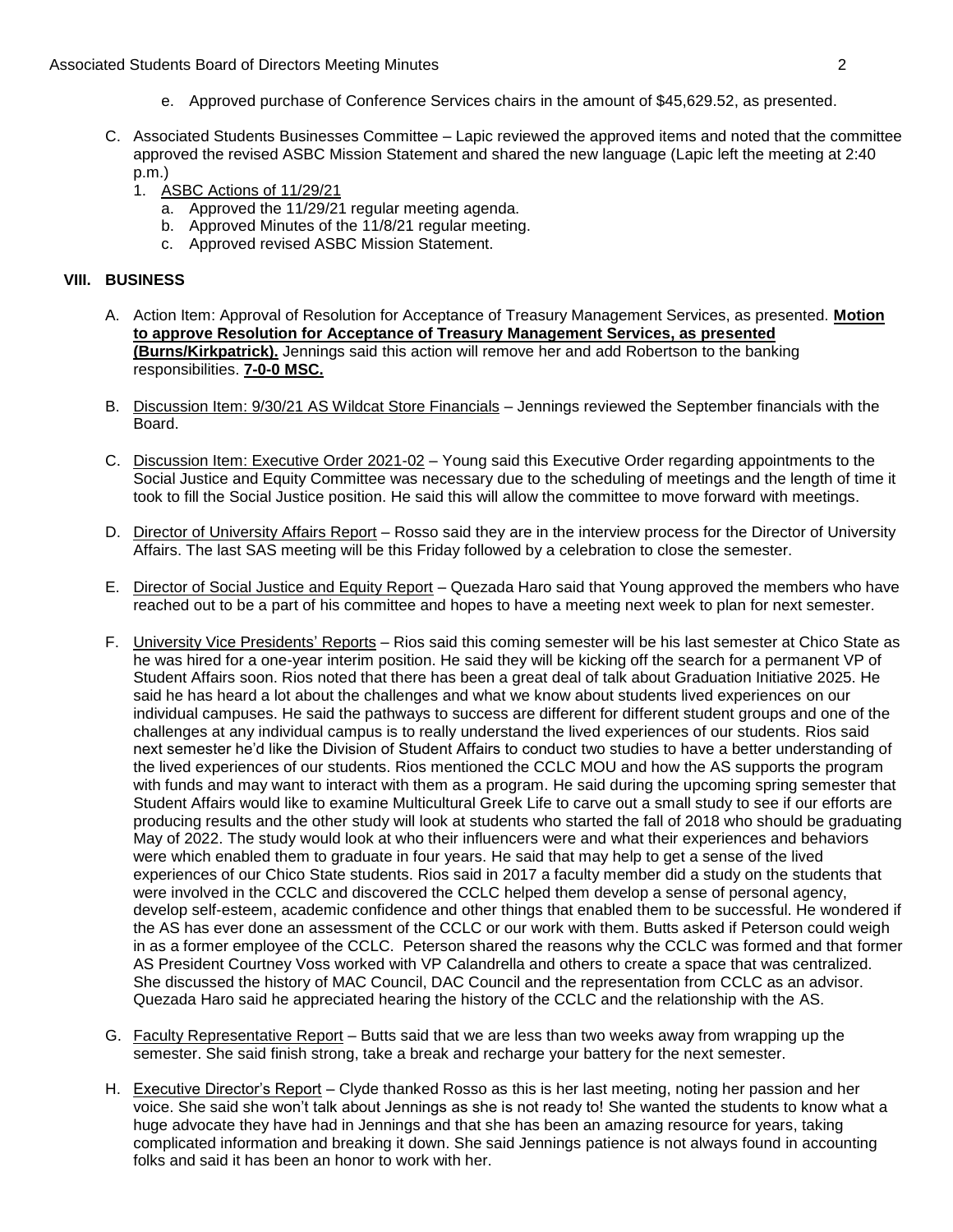e. Approved purchase of Conference Services chairs in the amount of $45,629.52, as presented.

C. Associated Students Businesses Committee – Lapic reviewed the approved items and noted that the committee approved the revised ASBC Mission Statement and shared the new language (Lapic left the meeting at 2:40 p.m.)

1. ASBC Actions of 11/29/21
   a. Approved the 11/29/21 regular meeting agenda.
   b. Approved Minutes of the 11/8/21 regular meeting.
   c. Approved revised ASBC Mission Statement.

## VIII. BUSINESS

A. Action Item: Approval of Resolution for Acceptance of Treasury Management Services, as presented. **Motion to approve Resolution for Acceptance of Treasury Management Services, as presented (Burns/Kirkpatrick).** Jennings said this action will remove her and add Robertson to the banking responsibilities. **7-0-0 MSC.**

B. Discussion Item: 9/30/21 AS Wildcat Store Financials – Jennings reviewed the September financials with the Board.

C. Discussion Item: Executive Order 2021-02 – Young said this Executive Order regarding appointments to the Social Justice and Equity Committee was necessary due to the scheduling of meetings and the length of time it took to fill the Social Justice position. He said this will allow the committee to move forward with meetings.

D. Director of University Affairs Report – Rosso said they are in the interview process for the Director of University Affairs. The last SAS meeting will be this Friday followed by a celebration to close the semester.

E. Director of Social Justice and Equity Report – Quezada Haro said that Young approved the members who have reached out to be a part of his committee and hopes to have a meeting next week to plan for next semester.

F. University Vice Presidents' Reports – Rios said this coming semester will be his last semester at Chico State as he was hired for a one-year interim position. He said they will be kicking off the search for a permanent VP of Student Affairs soon. Rios noted that there has been a great deal of talk about Graduation Initiative 2025. He said he has heard a lot about the challenges and what we know about students lived experiences on our individual campuses. He said the pathways to success are different for different student groups and one of the challenges at any individual campus is to really understand the lived experiences of our students. Rios said next semester he'd like the Division of Student Affairs to conduct two studies to have a better understanding of the lived experiences of our students. Rios mentioned the CCLC MOU and how the AS supports the program with funds and may want to interact with them as a program. He said during the upcoming spring semester that Student Affairs would like to examine Multicultural Greek Life to carve out a small study to see if our efforts are producing results and the other study will look at students who started the fall of 2018 who should be graduating May of 2022. The study would look at who their influencers were and what their experiences and behaviors were which enabled them to graduate in four years. He said that may help to get a sense of the lived experiences of our Chico State students. Rios said in 2017 a faculty member did a study on the students that were involved in the CCLC and discovered the CCLC helped them develop a sense of personal agency, develop self-esteem, academic confidence and other things that enabled them to be successful. He wondered if the AS has ever done an assessment of the CCLC or our work with them. Butts asked if Peterson could weigh in as a former employee of the CCLC. Peterson shared the reasons why the CCLC was formed and that former AS President Courtney Voss worked with VP Calandrella and others to create a space that was centralized. She discussed the history of MAC Council, DAC Council and the representation from CCLC as an advisor. Quezada Haro said he appreciated hearing the history of the CCLC and the relationship with the AS.

G. Faculty Representative Report – Butts said that we are less than two weeks away from wrapping up the semester. She said finish strong, take a break and recharge your battery for the next semester.

H. Executive Director's Report – Clyde thanked Rosso as this is her last meeting, noting her passion and her voice. She said she won't talk about Jennings as she is not ready to! She wanted the students to know what a huge advocate they have had in Jennings and that she has been an amazing resource for years, taking complicated information and breaking it down. She said Jennings patience is not always found in accounting folks and said it has been an honor to work with her.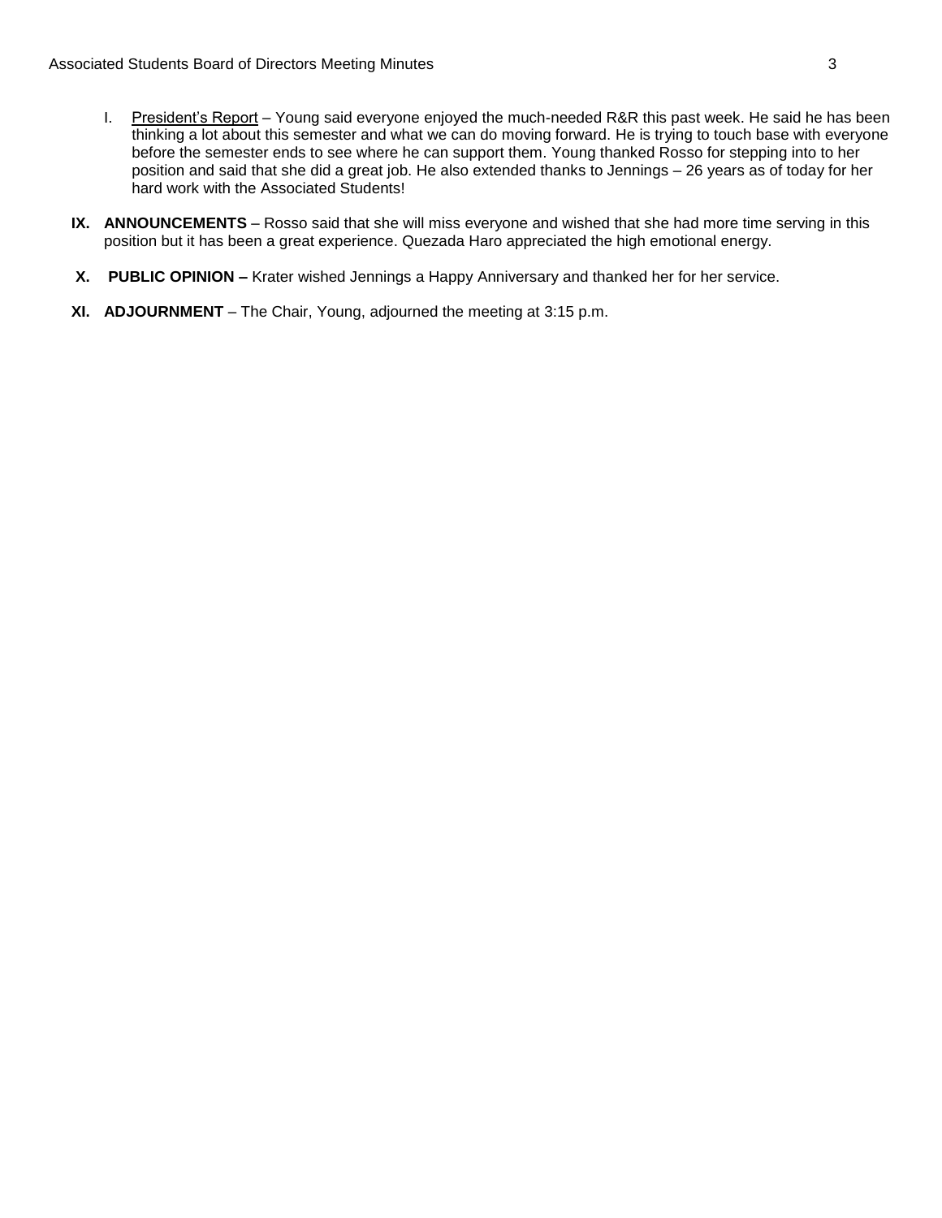I. <u>President's Report</u> – Young said everyone enjoyed the much-needed R&R this past week. He said he has been thinking a lot about this semester and what we can do moving forward. He is trying to touch base with everyone before the semester ends to see where he can support them. Young thanked Rosso for stepping into to her position and said that she did a great job. He also extended thanks to Jennings – 26 years as of today for her hard work with the Associated Students!

**IX. ANNOUNCEMENTS** – Rosso said that she will miss everyone and wished that she had more time serving in this position but it has been a great experience. Quezada Haro appreciated the high emotional energy.

**X. PUBLIC OPINION –** Krater wished Jennings a Happy Anniversary and thanked her for her service.

**XI. ADJOURNMENT** – The Chair, Young, adjourned the meeting at 3:15 p.m.